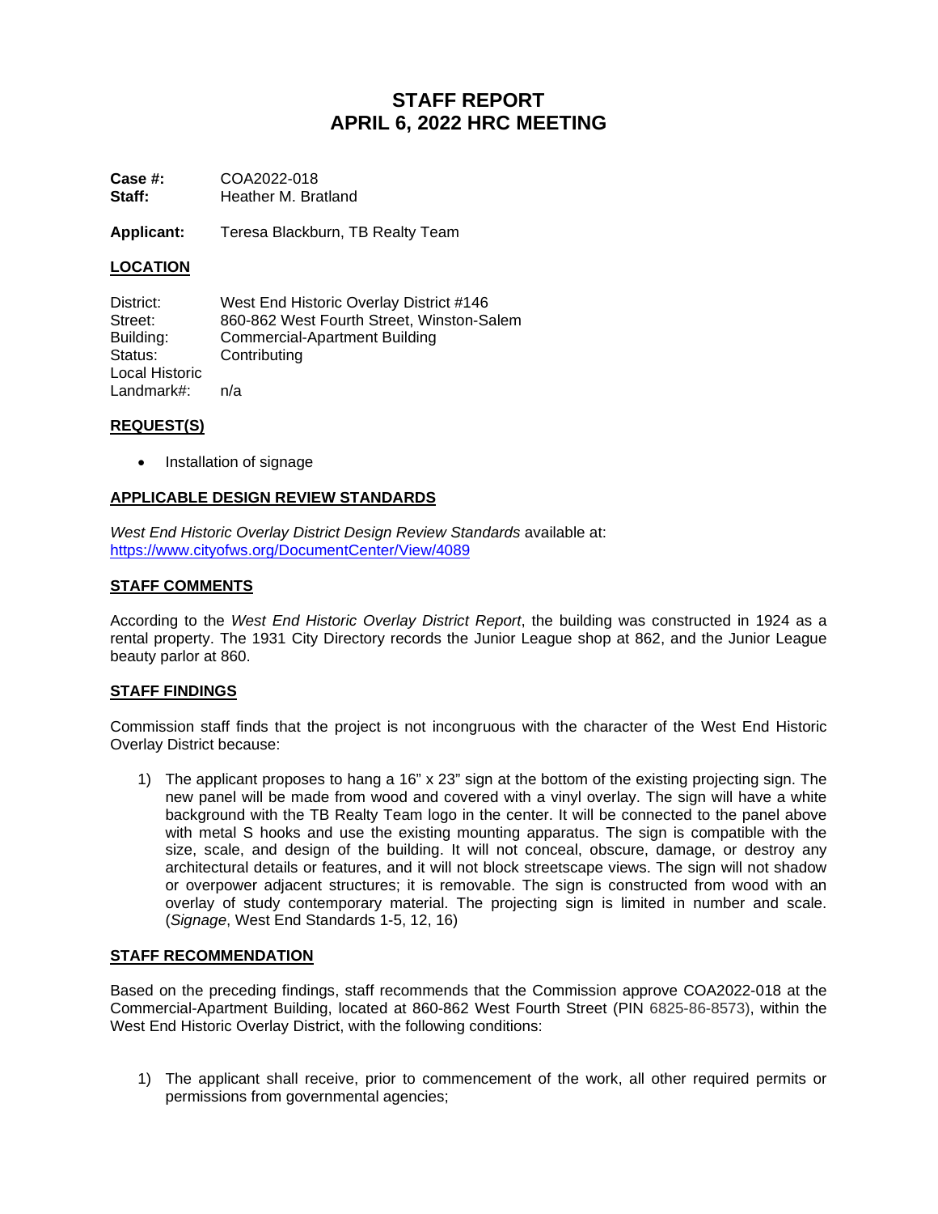# STAFF REPORT
# APRIL 6, 2022 HRC MEETING

**Case #:** COA2022-018
**Staff:** Heather M. Bratland

**Applicant:** Teresa Blackburn, TB Realty Team

## LOCATION

District: West End Historic Overlay District #146
Street: 860-862 West Fourth Street, Winston-Salem
Building: Commercial-Apartment Building
Status: Contributing
Local Historic Landmark#: n/a

## REQUEST(S)

- Installation of signage

## APPLICABLE DESIGN REVIEW STANDARDS

*West End Historic Overlay District Design Review Standards* available at:
https://www.cityofws.org/DocumentCenter/View/4089

## STAFF COMMENTS

According to the *West End Historic Overlay District Report*, the building was constructed in 1924 as a rental property. The 1931 City Directory records the Junior League shop at 862, and the Junior League beauty parlor at 860.

## STAFF FINDINGS

Commission staff finds that the project is not incongruous with the character of the West End Historic Overlay District because:

1) The applicant proposes to hang a 16" x 23" sign at the bottom of the existing projecting sign. The new panel will be made from wood and covered with a vinyl overlay. The sign will have a white background with the TB Realty Team logo in the center. It will be connected to the panel above with metal S hooks and use the existing mounting apparatus. The sign is compatible with the size, scale, and design of the building. It will not conceal, obscure, damage, or destroy any architectural details or features, and it will not block streetscape views. The sign will not shadow or overpower adjacent structures; it is removable. The sign is constructed from wood with an overlay of study contemporary material. The projecting sign is limited in number and scale. (*Signage*, West End Standards 1-5, 12, 16)

## STAFF RECOMMENDATION

Based on the preceding findings, staff recommends that the Commission approve COA2022-018 at the Commercial-Apartment Building, located at 860-862 West Fourth Street (PIN 6825-86-8573), within the West End Historic Overlay District, with the following conditions:

1) The applicant shall receive, prior to commencement of the work, all other required permits or permissions from governmental agencies;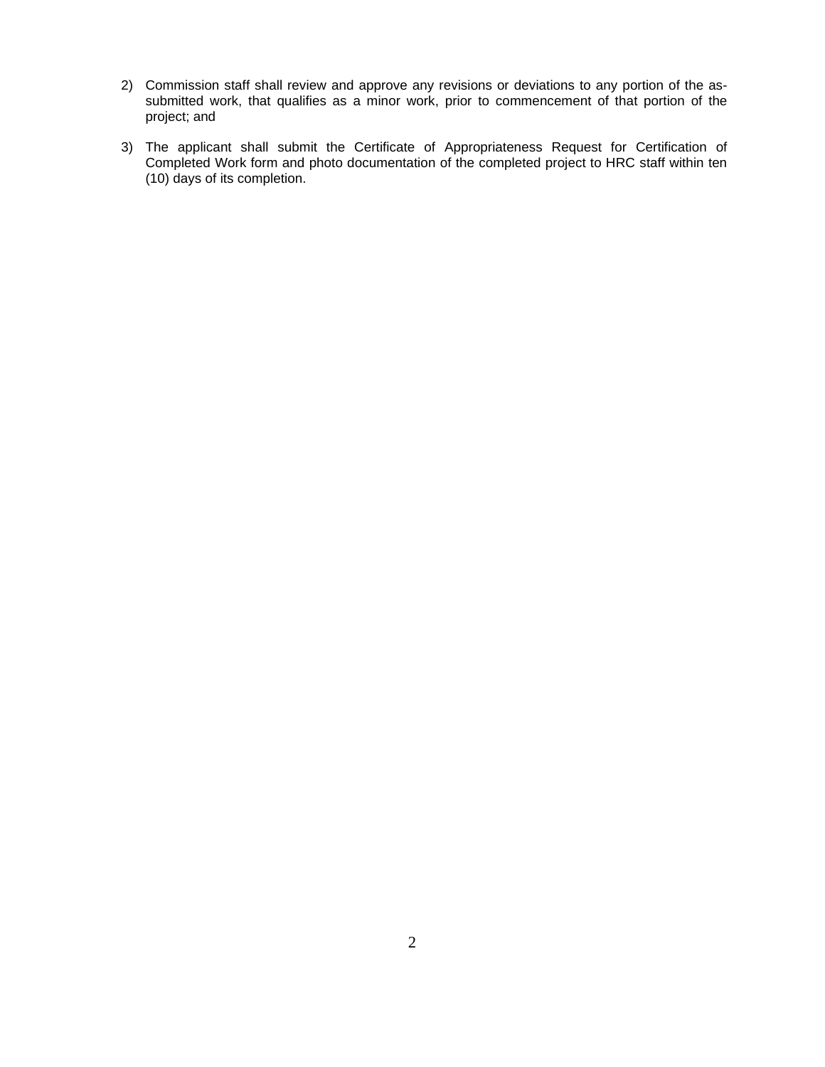2) Commission staff shall review and approve any revisions or deviations to any portion of the as-submitted work, that qualifies as a minor work, prior to commencement of that portion of the project; and

3) The applicant shall submit the Certificate of Appropriateness Request for Certification of Completed Work form and photo documentation of the completed project to HRC staff within ten (10) days of its completion.